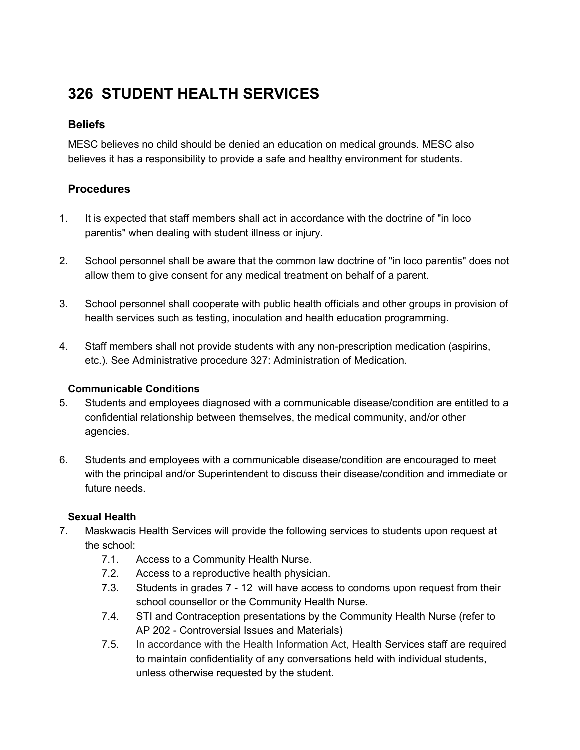# 326 STUDENT HEALTH SERVICES

## Beliefs

MESC believes no child should be denied an education on medical grounds. MESC also believes it has a responsibility to provide a safe and healthy environment for students.

## Procedures

1. It is expected that staff members shall act in accordance with the doctrine of "in loco parentis" when dealing with student illness or injury.

2. School personnel shall be aware that the common law doctrine of "in loco parentis" does not allow them to give consent for any medical treatment on behalf of a parent.

3. School personnel shall cooperate with public health officials and other groups in provision of health services such as testing, inoculation and health education programming.

4. Staff members shall not provide students with any non-prescription medication (aspirins, etc.). See Administrative procedure 327: Administration of Medication.

### Communicable Conditions

5. Students and employees diagnosed with a communicable disease/condition are entitled to a confidential relationship between themselves, the medical community, and/or other agencies.

6. Students and employees with a communicable disease/condition are encouraged to meet with the principal and/or Superintendent to discuss their disease/condition and immediate or future needs.

### Sexual Health

7. Maskwacis Health Services will provide the following services to students upon request at the school:
   - 7.1. Access to a Community Health Nurse.
   - 7.2. Access to a reproductive health physician.
   - 7.3. Students in grades 7 - 12 will have access to condoms upon request from their school counsellor or the Community Health Nurse.
   - 7.4. STI and Contraception presentations by the Community Health Nurse (refer to AP 202 - Controversial Issues and Materials)
   - 7.5. In accordance with the Health Information Act, Health Services staff are required to maintain confidentiality of any conversations held with individual students, unless otherwise requested by the student.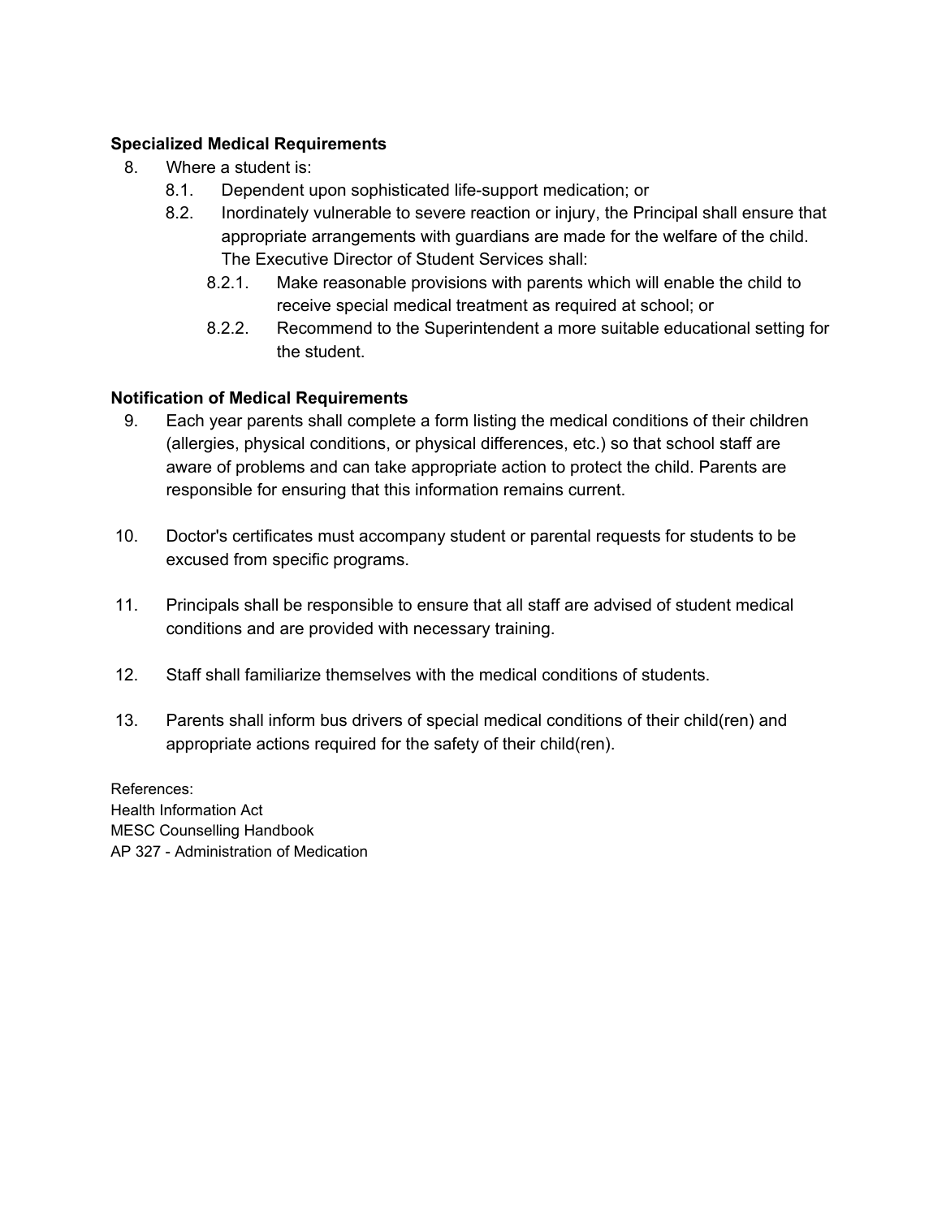**Specialized Medical Requirements**

8. Where a student is:
   8.1. Dependent upon sophisticated life-support medication; or
   8.2. Inordinately vulnerable to severe reaction or injury, the Principal shall ensure that appropriate arrangements with guardians are made for the welfare of the child. The Executive Director of Student Services shall:
      8.2.1. Make reasonable provisions with parents which will enable the child to receive special medical treatment as required at school; or
      8.2.2. Recommend to the Superintendent a more suitable educational setting for the student.

**Notification of Medical Requirements**

9. Each year parents shall complete a form listing the medical conditions of their children (allergies, physical conditions, or physical differences, etc.) so that school staff are aware of problems and can take appropriate action to protect the child. Parents are responsible for ensuring that this information remains current.

10. Doctor's certificates must accompany student or parental requests for students to be excused from specific programs.

11. Principals shall be responsible to ensure that all staff are advised of student medical conditions and are provided with necessary training.

12. Staff shall familiarize themselves with the medical conditions of students.

13. Parents shall inform bus drivers of special medical conditions of their child(ren) and appropriate actions required for the safety of their child(ren).

References:
Health Information Act
MESC Counselling Handbook
AP 327 - Administration of Medication